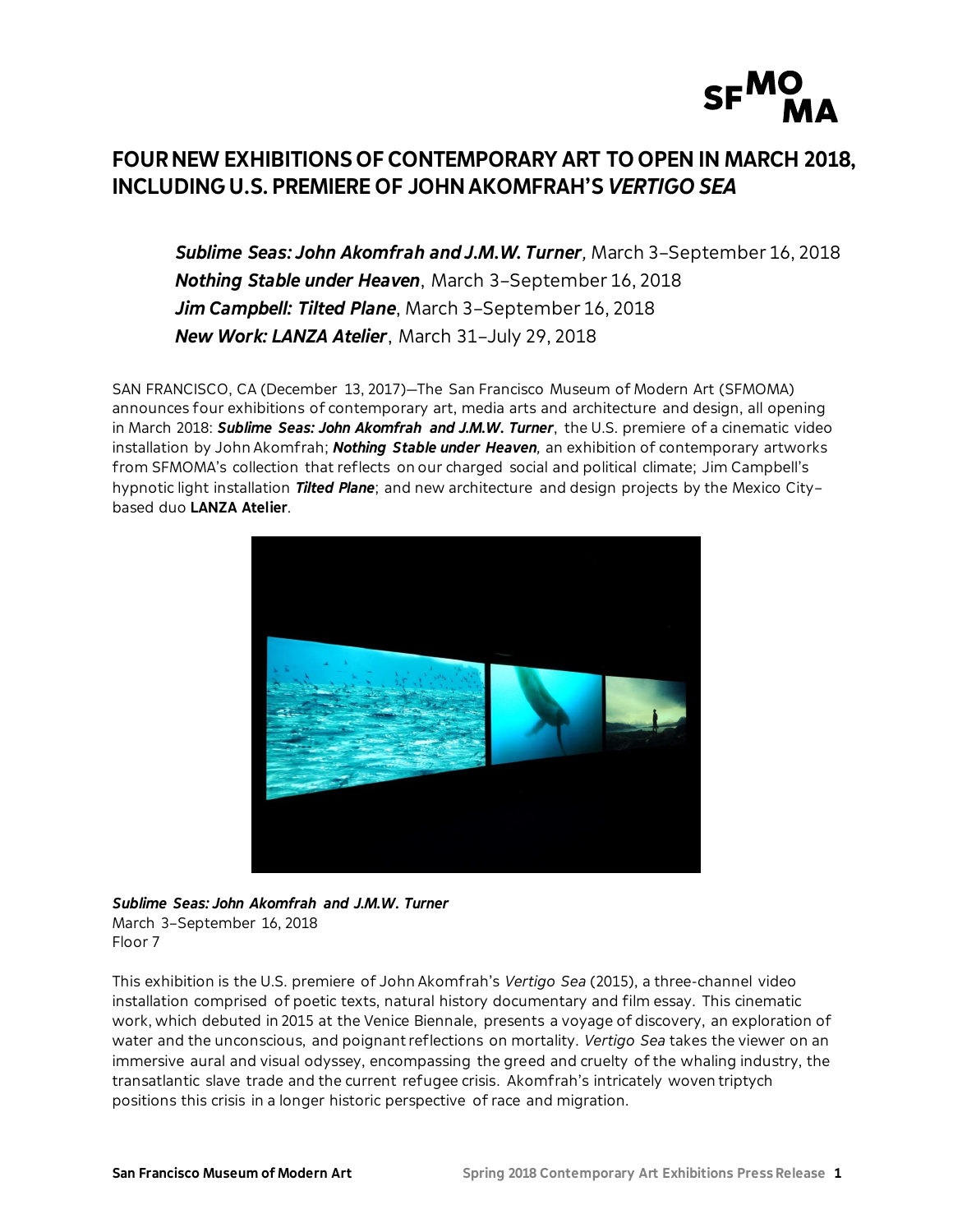# FOUR NEW EXHIBITIONS OF CONTEMPORARY ART TO OPEN IN MARCH 2018, INCLUDING U.S. PREMIERE OF JOHN AKOMFRAH'S *VERTIGO SEA*

***Sublime Seas: John Akomfrah and J.M.W. Turner***, March 3–September 16, 2018
***Nothing Stable under Heaven***, March 3–September 16, 2018
***Jim Campbell: Tilted Plane***, March 3–September 16, 2018
***New Work: LANZA Atelier***, March 31–July 29, 2018

SAN FRANCISCO, CA (December 13, 2017)—The San Francisco Museum of Modern Art (SFMOMA) announces four exhibitions of contemporary art, media arts and architecture and design, all opening in March 2018: ***Sublime Seas: John Akomfrah and J.M.W. Turner***, the U.S. premiere of a cinematic video installation by John Akomfrah; ***Nothing Stable under Heaven***, an exhibition of contemporary artworks from SFMOMA's collection that reflects on our charged social and political climate; Jim Campbell's hypnotic light installation ***Tilted Plane***; and new architecture and design projects by the Mexico City–based duo **LANZA Atelier**.

***Sublime Seas: John Akomfrah and J.M.W. Turner***
March 3–September 16, 2018
Floor 7

This exhibition is the U.S. premiere of John Akomfrah's *Vertigo Sea* (2015), a three-channel video installation comprised of poetic texts, natural history documentary and film essay. This cinematic work, which debuted in 2015 at the Venice Biennale, presents a voyage of discovery, an exploration of water and the unconscious, and poignant reflections on mortality. *Vertigo Sea* takes the viewer on an immersive aural and visual odyssey, encompassing the greed and cruelty of the whaling industry, the transatlantic slave trade and the current refugee crisis. Akomfrah's intricately woven triptych positions this crisis in a longer historic perspective of race and migration.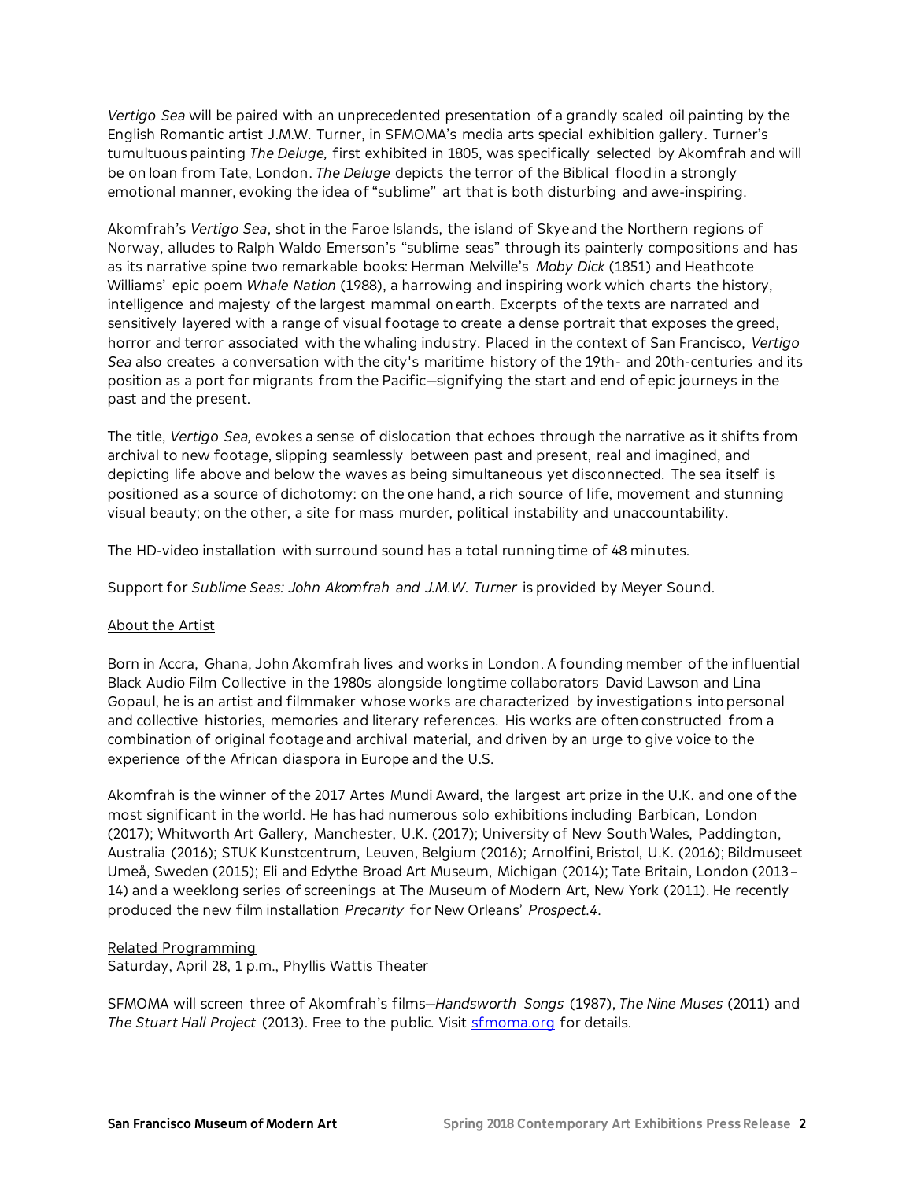*Vertigo Sea* will be paired with an unprecedented presentation of a grandly scaled oil painting by the English Romantic artist J.M.W. Turner, in SFMOMA's media arts special exhibition gallery. Turner's tumultuous painting *The Deluge,* first exhibited in 1805, was specifically selected by Akomfrah and will be on loan from Tate, London. *The Deluge* depicts the terror of the Biblical flood in a strongly emotional manner, evoking the idea of "sublime" art that is both disturbing and awe-inspiring.

Akomfrah's *Vertigo Sea*, shot in the Faroe Islands, the island of Skye and the Northern regions of Norway, alludes to Ralph Waldo Emerson's "sublime seas" through its painterly compositions and has as its narrative spine two remarkable books: Herman Melville's *Moby Dick* (1851) and Heathcote Williams' epic poem *Whale Nation* (1988), a harrowing and inspiring work which charts the history, intelligence and majesty of the largest mammal on earth. Excerpts of the texts are narrated and sensitively layered with a range of visual footage to create a dense portrait that exposes the greed, horror and terror associated with the whaling industry. Placed in the context of San Francisco, *Vertigo Sea* also creates a conversation with the city's maritime history of the 19th- and 20th-centuries and its position as a port for migrants from the Pacific—signifying the start and end of epic journeys in the past and the present.

The title, *Vertigo Sea,* evokes a sense of dislocation that echoes through the narrative as it shifts from archival to new footage, slipping seamlessly between past and present, real and imagined, and depicting life above and below the waves as being simultaneous yet disconnected. The sea itself is positioned as a source of dichotomy: on the one hand, a rich source of life, movement and stunning visual beauty; on the other, a site for mass murder, political instability and unaccountability.

The HD-video installation with surround sound has a total running time of 48 minutes.

Support for *Sublime Seas: John Akomfrah and J.M.W. Turner* is provided by Meyer Sound.

## About the Artist

Born in Accra, Ghana, John Akomfrah lives and works in London. A founding member of the influential Black Audio Film Collective in the 1980s alongside longtime collaborators David Lawson and Lina Gopaul, he is an artist and filmmaker whose works are characterized by investigations into personal and collective histories, memories and literary references. His works are often constructed from a combination of original footage and archival material, and driven by an urge to give voice to the experience of the African diaspora in Europe and the U.S.

Akomfrah is the winner of the 2017 Artes Mundi Award, the largest art prize in the U.K. and one of the most significant in the world. He has had numerous solo exhibitions including Barbican, London (2017); Whitworth Art Gallery, Manchester, U.K. (2017); University of New South Wales, Paddington, Australia (2016); STUK Kunstcentrum, Leuven, Belgium (2016); Arnolfini, Bristol, U.K. (2016); Bildmuseet Umeå, Sweden (2015); Eli and Edythe Broad Art Museum, Michigan (2014); Tate Britain, London (2013–14) and a weeklong series of screenings at The Museum of Modern Art, New York (2011). He recently produced the new film installation *Precarity* for New Orleans' *Prospect.4*.

## Related Programming

Saturday, April 28, 1 p.m., Phyllis Wattis Theater

SFMOMA will screen three of Akomfrah's films—*Handsworth Songs* (1987), *The Nine Muses* (2011) and *The Stuart Hall Project* (2013). Free to the public. Visit [sfmoma.org](sfmoma.org) for details.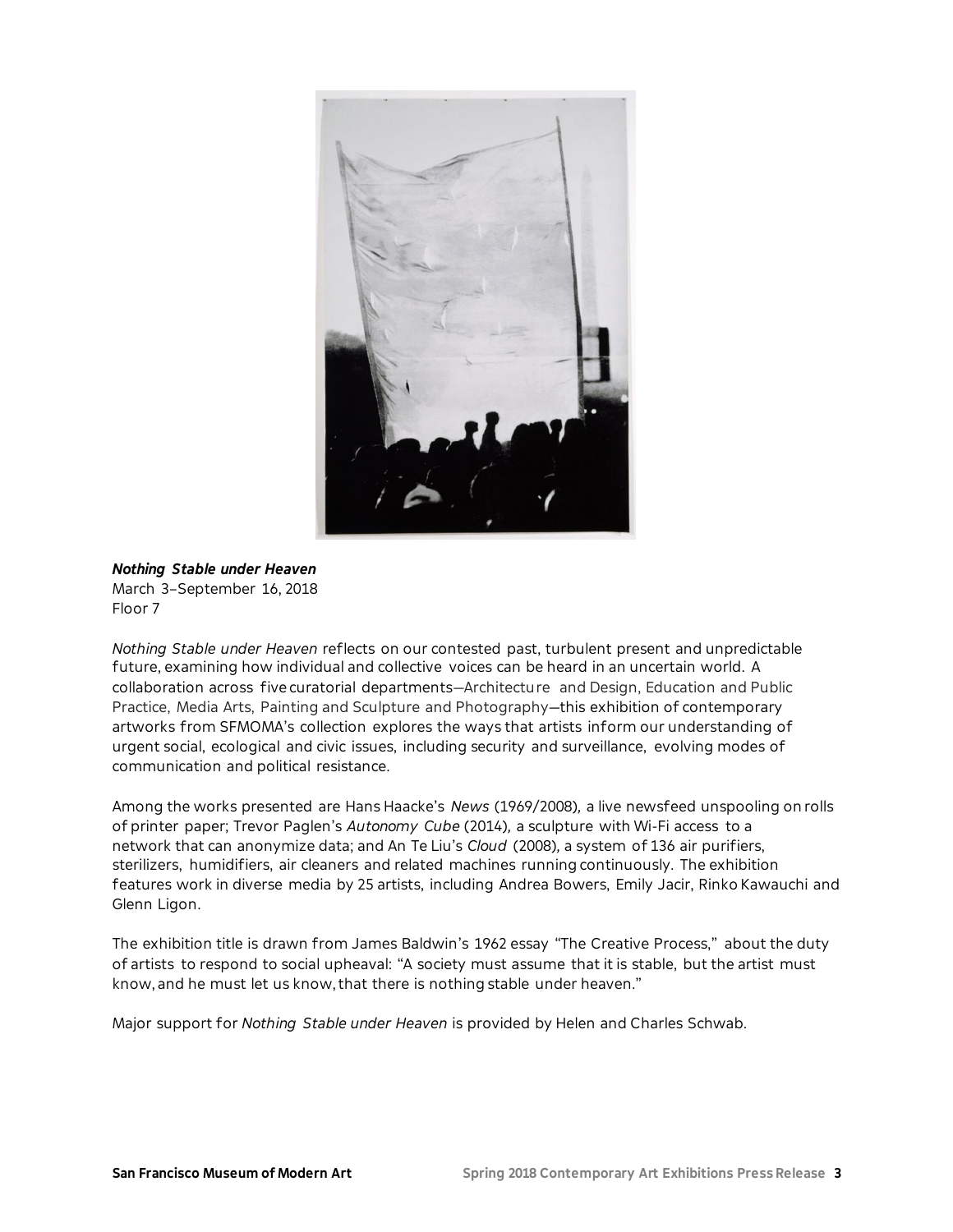***Nothing Stable under Heaven***
March 3–September 16, 2018
Floor 7

*Nothing Stable under Heaven* reflects on our contested past, turbulent present and unpredictable future, examining how individual and collective voices can be heard in an uncertain world. A collaboration across five curatorial departments—Architecture and Design, Education and Public Practice, Media Arts, Painting and Sculpture and Photography—this exhibition of contemporary artworks from SFMOMA's collection explores the ways that artists inform our understanding of urgent social, ecological and civic issues, including security and surveillance, evolving modes of communication and political resistance.

Among the works presented are Hans Haacke's *News* (1969/2008), a live newsfeed unspooling on rolls of printer paper; Trevor Paglen's *Autonomy Cube* (2014), a sculpture with Wi-Fi access to a network that can anonymize data; and An Te Liu's *Cloud* (2008), a system of 136 air purifiers, sterilizers, humidifiers, air cleaners and related machines running continuously. The exhibition features work in diverse media by 25 artists, including Andrea Bowers, Emily Jacir, Rinko Kawauchi and Glenn Ligon.

The exhibition title is drawn from James Baldwin's 1962 essay "The Creative Process," about the duty of artists to respond to social upheaval: "A society must assume that it is stable, but the artist must know, and he must let us know, that there is nothing stable under heaven."

Major support for *Nothing Stable under Heaven* is provided by Helen and Charles Schwab.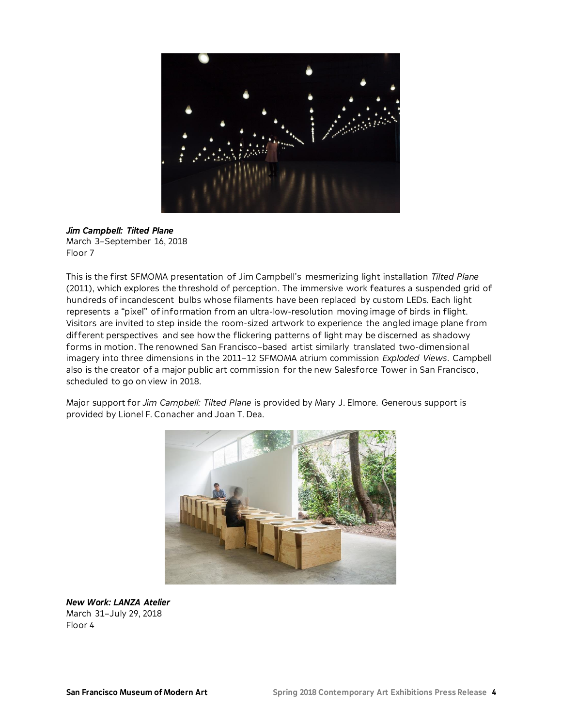***Jim Campbell: Tilted Plane***
March 3–September 16, 2018
Floor 7

This is the first SFMOMA presentation of Jim Campbell's mesmerizing light installation *Tilted Plane* (2011), which explores the threshold of perception. The immersive work features a suspended grid of hundreds of incandescent bulbs whose filaments have been replaced by custom LEDs. Each light represents a "pixel" of information from an ultra-low-resolution moving image of birds in flight. Visitors are invited to step inside the room-sized artwork to experience the angled image plane from different perspectives and see how the flickering patterns of light may be discerned as shadowy forms in motion. The renowned San Francisco–based artist similarly translated two-dimensional imagery into three dimensions in the 2011–12 SFMOMA atrium commission *Exploded Views*. Campbell also is the creator of a major public art commission for the new Salesforce Tower in San Francisco, scheduled to go on view in 2018.

Major support for *Jim Campbell: Tilted Plane* is provided by Mary J. Elmore. Generous support is provided by Lionel F. Conacher and Joan T. Dea.

***New Work: LANZA Atelier***
March 31–July 29, 2018
Floor 4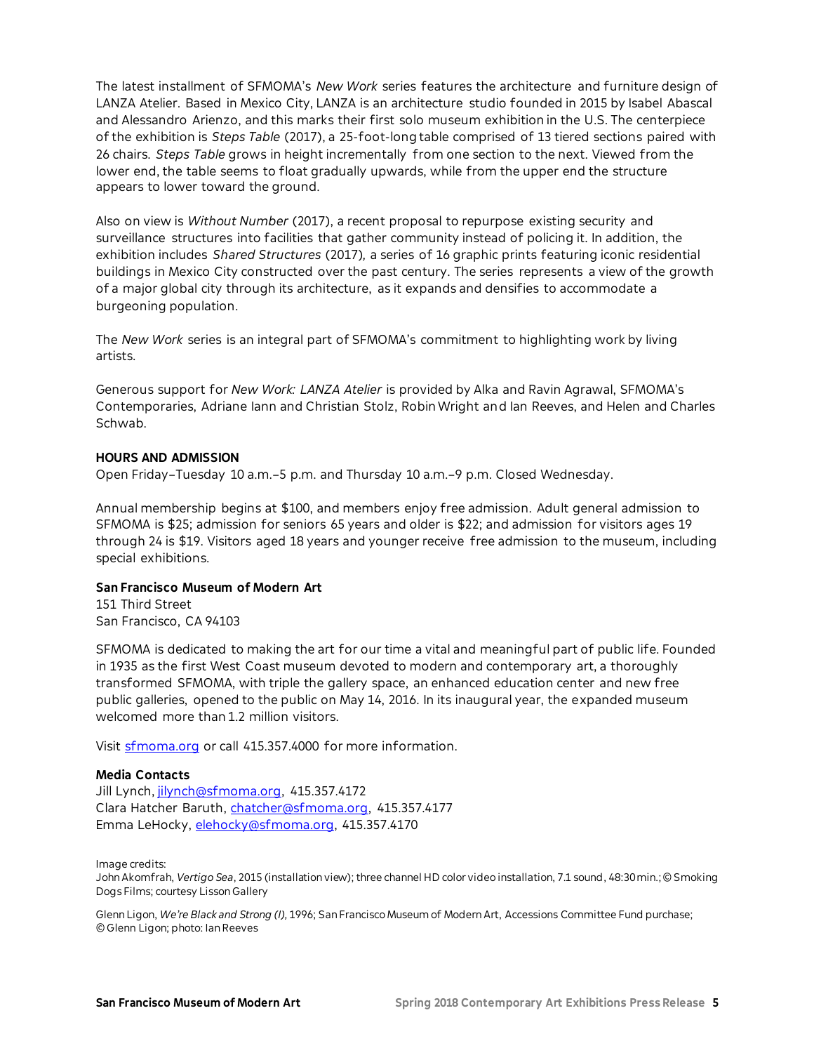The latest installment of SFMOMA's *New Work* series features the architecture and furniture design of LANZA Atelier. Based in Mexico City, LANZA is an architecture studio founded in 2015 by Isabel Abascal and Alessandro Arienzo, and this marks their first solo museum exhibition in the U.S. The centerpiece of the exhibition is *Steps Table* (2017), a 25-foot-long table comprised of 13 tiered sections paired with 26 chairs. *Steps Table* grows in height incrementally from one section to the next. Viewed from the lower end, the table seems to float gradually upwards, while from the upper end the structure appears to lower toward the ground.

Also on view is *Without Number* (2017), a recent proposal to repurpose existing security and surveillance structures into facilities that gather community instead of policing it. In addition, the exhibition includes *Shared Structures* (2017), a series of 16 graphic prints featuring iconic residential buildings in Mexico City constructed over the past century. The series represents a view of the growth of a major global city through its architecture, as it expands and densifies to accommodate a burgeoning population.

The *New Work* series is an integral part of SFMOMA's commitment to highlighting work by living artists.

Generous support for *New Work: LANZA Atelier* is provided by Alka and Ravin Agrawal, SFMOMA's Contemporaries, Adriane Iann and Christian Stolz, Robin Wright and Ian Reeves, and Helen and Charles Schwab.

**HOURS AND ADMISSION**
Open Friday–Tuesday 10 a.m.–5 p.m. and Thursday 10 a.m.–9 p.m. Closed Wednesday.

Annual membership begins at $100, and members enjoy free admission. Adult general admission to SFMOMA is $25; admission for seniors 65 years and older is $22; and admission for visitors ages 19 through 24 is $19. Visitors aged 18 years and younger receive free admission to the museum, including special exhibitions.

**San Francisco Museum of Modern Art**
151 Third Street
San Francisco, CA 94103

SFMOMA is dedicated to making the art for our time a vital and meaningful part of public life. Founded in 1935 as the first West Coast museum devoted to modern and contemporary art, a thoroughly transformed SFMOMA, with triple the gallery space, an enhanced education center and new free public galleries, opened to the public on May 14, 2016. In its inaugural year, the expanded museum welcomed more than 1.2 million visitors.

Visit sfmoma.org or call 415.357.4000 for more information.

**Media Contacts**
Jill Lynch, jilynch@sfmoma.org, 415.357.4172
Clara Hatcher Baruth, chatcher@sfmoma.org, 415.357.4177
Emma LeHocky, elehocky@sfmoma.org, 415.357.4170

Image credits:
John Akomfrah, *Vertigo Sea*, 2015 (installation view); three channel HD color video installation, 7.1 sound, 48:30 min.; © Smoking Dogs Films; courtesy Lisson Gallery

Glenn Ligon, *We're Black and Strong (I)*, 1996; San Francisco Museum of Modern Art, Accessions Committee Fund purchase; © Glenn Ligon; photo: Ian Reeves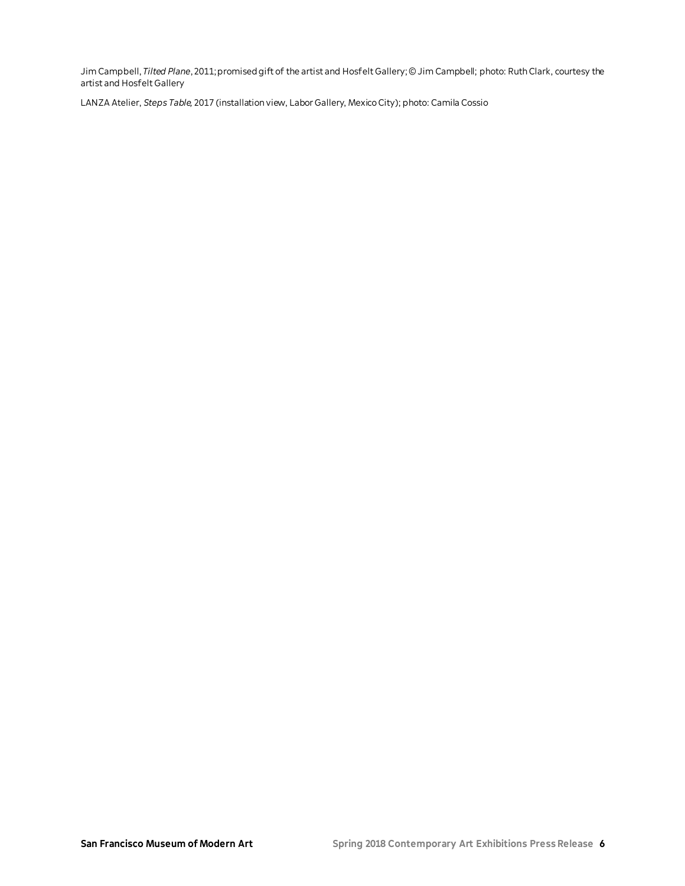Jim Campbell, *Tilted Plane*, 2011; promised gift of the artist and Hosfelt Gallery; © Jim Campbell; photo: Ruth Clark, courtesy the artist and Hosfelt Gallery

LANZA Atelier, *Steps Table*, 2017 (installation view, Labor Gallery, Mexico City); photo: Camila Cossio